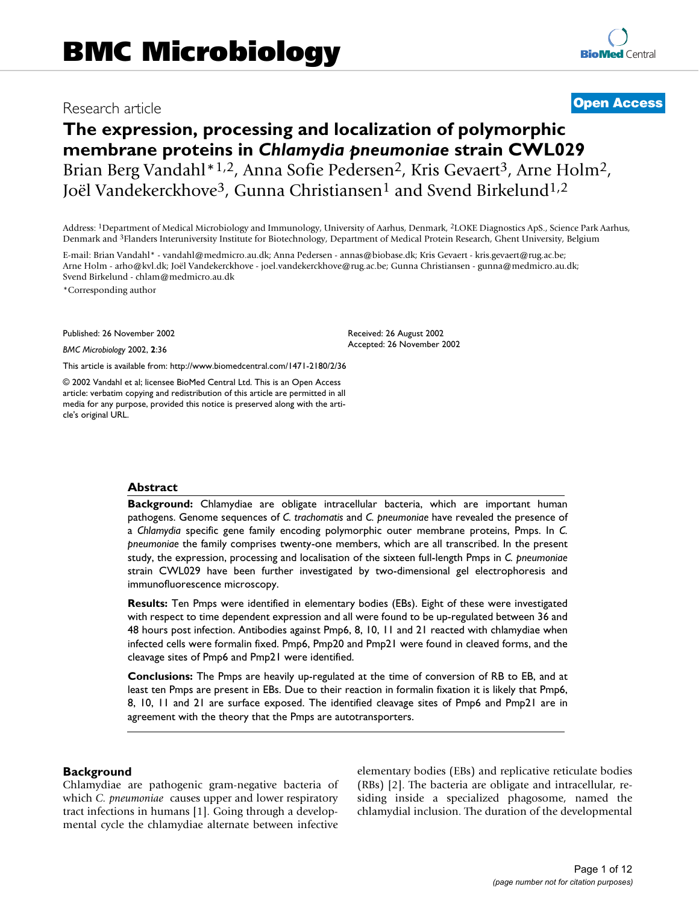# BMC Microbiology

Research article

**Open Access**

## The expression, processing and localization of polymorphic membrane proteins in *Chlamydia pneumoniae* strain CWL029

Brian Berg Vandahl*[1,2], Anna Sofie Pedersen[2], Kris Gevaert[3], Arne Holm[2], Joël Vandekerckhove[3], Gunna Christiansen[1] and Svend Birkelund[1,2]

Address: [1]Department of Medical Microbiology and Immunology, University of Aarhus, Denmark, [2]LOKE Diagnostics ApS., Science Park Aarhus, Denmark and [3]Flanders Interuniversity Institute for Biotechnology, Department of Medical Protein Research, Ghent University, Belgium

E-mail: Brian Vandahl* - vandahl@medmicro.au.dk; Anna Pedersen - annas@biobase.dk; Kris Gevaert - kris.gevaert@rug.ac.be; Arne Holm - arho@kvl.dk; Joël Vandekerckhove - joel.vandekerckhove@rug.ac.be; Gunna Christiansen - gunna@medmicro.au.dk; Svend Birkelund - chlam@medmicro.au.dk

*Corresponding author

Published: 26 November 2002

*BMC Microbiology* 2002, **2**:36

Received: 26 August 2002
Accepted: 26 November 2002

This article is available from: http://www.biomedcentral.com/1471-2180/2/36

© 2002 Vandahl et al; licensee BioMed Central Ltd. This is an Open Access article: verbatim copying and redistribution of this article are permitted in all media for any purpose, provided this notice is preserved along with the article's original URL.

### Abstract

**Background:** Chlamydiae are obligate intracellular bacteria, which are important human pathogens. Genome sequences of *C. trachomatis* and *C. pneumoniae* have revealed the presence of a *Chlamydia* specific gene family encoding polymorphic outer membrane proteins, Pmps. In *C. pneumoniae* the family comprises twenty-one members, which are all transcribed. In the present study, the expression, processing and localisation of the sixteen full-length Pmps in *C. pneumoniae* strain CWL029 have been further investigated by two-dimensional gel electrophoresis and immunofluorescence microscopy.

**Results:** Ten Pmps were identified in elementary bodies (EBs). Eight of these were investigated with respect to time dependent expression and all were found to be up-regulated between 36 and 48 hours post infection. Antibodies against Pmp6, 8, 10, 11 and 21 reacted with chlamydiae when infected cells were formalin fixed. Pmp6, Pmp20 and Pmp21 were found in cleaved forms, and the cleavage sites of Pmp6 and Pmp21 were identified.

**Conclusions:** The Pmps are heavily up-regulated at the time of conversion of RB to EB, and at least ten Pmps are present in EBs. Due to their reaction in formalin fixation it is likely that Pmp6, 8, 10, 11 and 21 are surface exposed. The identified cleavage sites of Pmp6 and Pmp21 are in agreement with the theory that the Pmps are autotransporters.

### Background

Chlamydiae are pathogenic gram-negative bacteria of which *C. pneumoniae* causes upper and lower respiratory tract infections in humans [1]. Going through a developmental cycle the chlamydiae alternate between infective elementary bodies (EBs) and replicative reticulate bodies (RBs) [2]. The bacteria are obligate and intracellular, residing inside a specialized phagosome, named the chlamydial inclusion. The duration of the developmental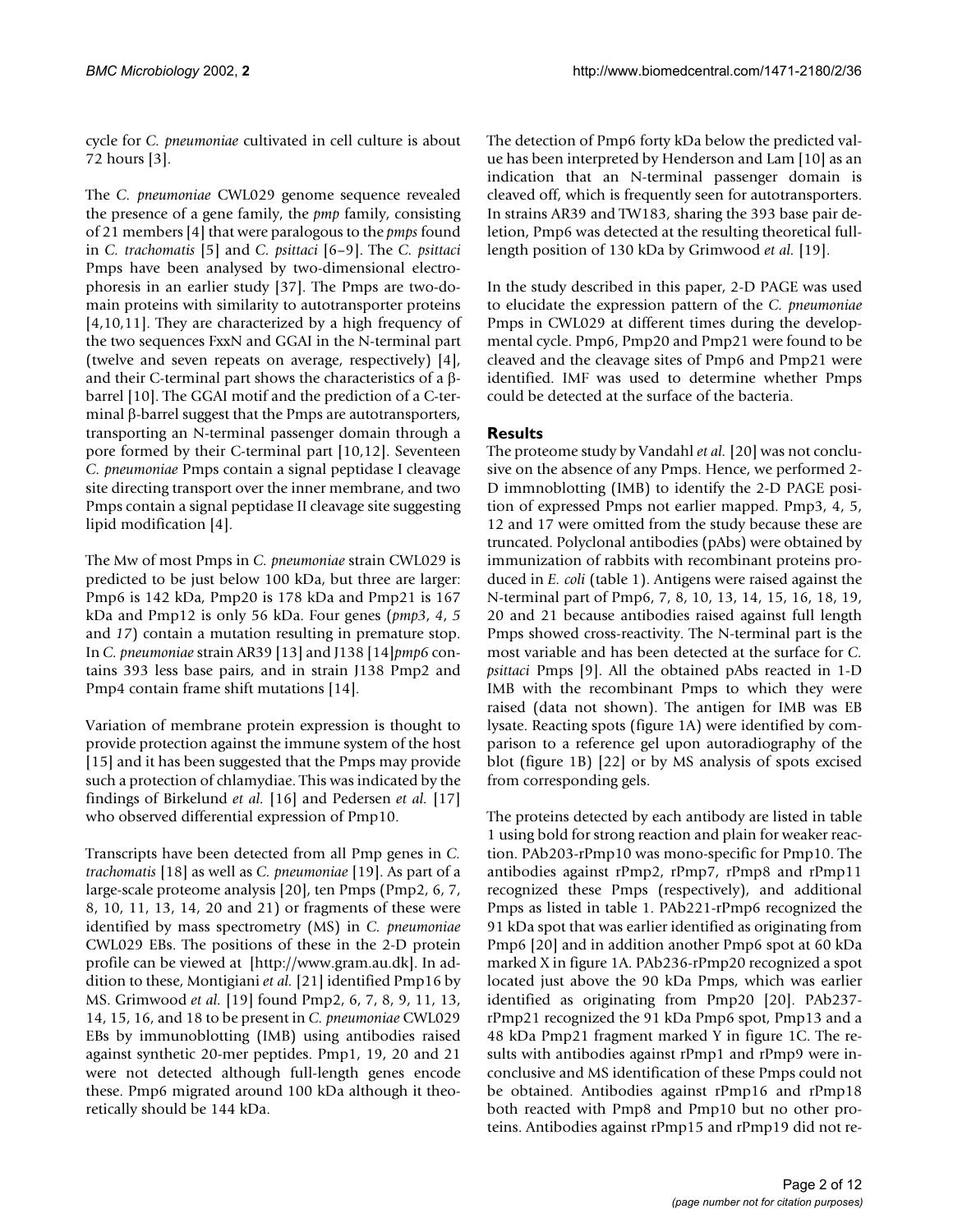cycle for *C. pneumoniae* cultivated in cell culture is about 72 hours [3].

The *C. pneumoniae* CWL029 genome sequence revealed the presence of a gene family, the *pmp* family, consisting of 21 members [4] that were paralogous to the *pmps* found in *C. trachomatis* [5] and *C. psittaci* [6–9]. The *C. psittaci* Pmps have been analysed by two-dimensional electrophoresis in an earlier study [37]. The Pmps are two-domain proteins with similarity to autotransporter proteins [4,10,11]. They are characterized by a high frequency of the two sequences FxxN and GGAI in the N-terminal part (twelve and seven repeats on average, respectively) [4], and their C-terminal part shows the characteristics of a β-barrel [10]. The GGAI motif and the prediction of a C-terminal β-barrel suggest that the Pmps are autotransporters, transporting an N-terminal passenger domain through a pore formed by their C-terminal part [10,12]. Seventeen *C. pneumoniae* Pmps contain a signal peptidase I cleavage site directing transport over the inner membrane, and two Pmps contain a signal peptidase II cleavage site suggesting lipid modification [4].

The Mw of most Pmps in *C. pneumoniae* strain CWL029 is predicted to be just below 100 kDa, but three are larger: Pmp6 is 142 kDa, Pmp20 is 178 kDa and Pmp21 is 167 kDa and Pmp12 is only 56 kDa. Four genes (*pmp3*, *4*, *5* and *17*) contain a mutation resulting in premature stop. In *C. pneumoniae* strain AR39 [13] and J138 [14]*pmp6* contains 393 less base pairs, and in strain J138 Pmp2 and Pmp4 contain frame shift mutations [14].

Variation of membrane protein expression is thought to provide protection against the immune system of the host [15] and it has been suggested that the Pmps may provide such a protection of chlamydiae. This was indicated by the findings of Birkelund *et al.* [16] and Pedersen *et al.* [17] who observed differential expression of Pmp10.

Transcripts have been detected from all Pmp genes in *C. trachomatis* [18] as well as *C. pneumoniae* [19]. As part of a large-scale proteome analysis [20], ten Pmps (Pmp2, 6, 7, 8, 10, 11, 13, 14, 20 and 21) or fragments of these were identified by mass spectrometry (MS) in *C. pneumoniae* CWL029 EBs. The positions of these in the 2-D protein profile can be viewed at [http://www.gram.au.dk]. In addition to these, Montigiani *et al.* [21] identified Pmp16 by MS. Grimwood *et al.* [19] found Pmp2, 6, 7, 8, 9, 11, 13, 14, 15, 16, and 18 to be present in *C. pneumoniae* CWL029 EBs by immunoblotting (IMB) using antibodies raised against synthetic 20-mer peptides. Pmp1, 19, 20 and 21 were not detected although full-length genes encode these. Pmp6 migrated around 100 kDa although it theoretically should be 144 kDa.

The detection of Pmp6 forty kDa below the predicted value has been interpreted by Henderson and Lam [10] as an indication that an N-terminal passenger domain is cleaved off, which is frequently seen for autotransporters. In strains AR39 and TW183, sharing the 393 base pair deletion, Pmp6 was detected at the resulting theoretical full-length position of 130 kDa by Grimwood *et al.* [19].

In the study described in this paper, 2-D PAGE was used to elucidate the expression pattern of the *C. pneumoniae* Pmps in CWL029 at different times during the developmental cycle. Pmp6, Pmp20 and Pmp21 were found to be cleaved and the cleavage sites of Pmp6 and Pmp21 were identified. IMF was used to determine whether Pmps could be detected at the surface of the bacteria.

## Results

The proteome study by Vandahl *et al.* [20] was not conclusive on the absence of any Pmps. Hence, we performed 2-D immnoblotting (IMB) to identify the 2-D PAGE position of expressed Pmps not earlier mapped. Pmp3, 4, 5, 12 and 17 were omitted from the study because these are truncated. Polyclonal antibodies (pAbs) were obtained by immunization of rabbits with recombinant proteins produced in *E. coli* (table 1). Antigens were raised against the N-terminal part of Pmp6, 7, 8, 10, 13, 14, 15, 16, 18, 19, 20 and 21 because antibodies raised against full length Pmps showed cross-reactivity. The N-terminal part is the most variable and has been detected at the surface for *C. psittaci* Pmps [9]. All the obtained pAbs reacted in 1-D IMB with the recombinant Pmps to which they were raised (data not shown). The antigen for IMB was EB lysate. Reacting spots (figure 1A) were identified by comparison to a reference gel upon autoradiography of the blot (figure 1B) [22] or by MS analysis of spots excised from corresponding gels.

The proteins detected by each antibody are listed in table 1 using bold for strong reaction and plain for weaker reaction. PAb203-rPmp10 was mono-specific for Pmp10. The antibodies against rPmp2, rPmp7, rPmp8 and rPmp11 recognized these Pmps (respectively), and additional Pmps as listed in table 1. PAb221-rPmp6 recognized the 91 kDa spot that was earlier identified as originating from Pmp6 [20] and in addition another Pmp6 spot at 60 kDa marked X in figure 1A. PAb236-rPmp20 recognized a spot located just above the 90 kDa Pmps, which was earlier identified as originating from Pmp20 [20]. PAb237-rPmp21 recognized the 91 kDa Pmp6 spot, Pmp13 and a 48 kDa Pmp21 fragment marked Y in figure 1C. The results with antibodies against rPmp1 and rPmp9 were inconclusive and MS identification of these Pmps could not be obtained. Antibodies against rPmp16 and rPmp18 both reacted with Pmp8 and Pmp10 but no other proteins. Antibodies against rPmp15 and rPmp19 did not re-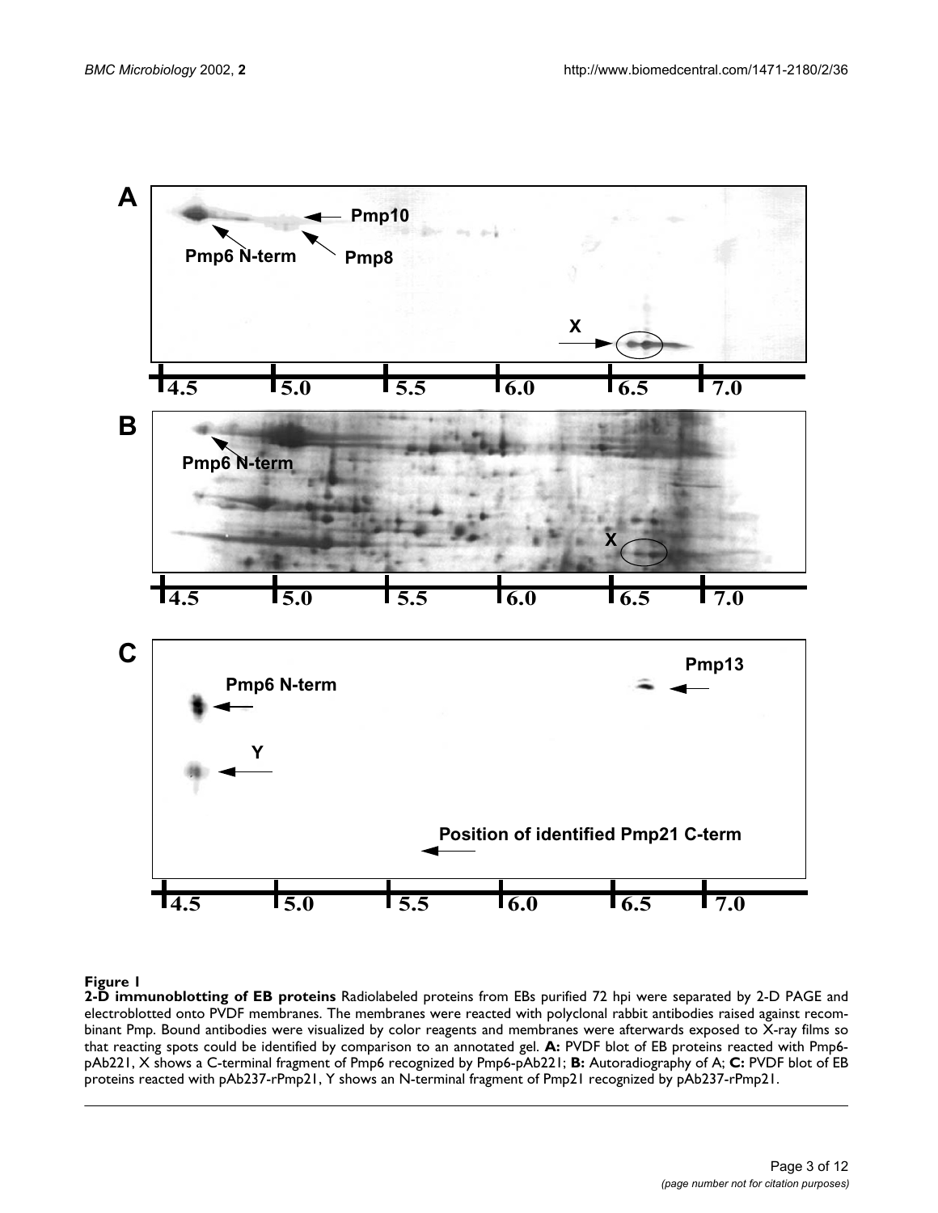**Figure 1**

**2-D immunoblotting of EB proteins** Radiolabeled proteins from EBs purified 72 hpi were separated by 2-D PAGE and electroblotted onto PVDF membranes. The membranes were reacted with polyclonal rabbit antibodies raised against recombinant Pmp. Bound antibodies were visualized by color reagents and membranes were afterwards exposed to X-ray films so that reacting spots could be identified by comparison to an annotated gel. **A:** PVDF blot of EB proteins reacted with Pmp6-pAb221, X shows a C-terminal fragment of Pmp6 recognized by Pmp6-pAb221; **B:** Autoradiography of A; **C:** PVDF blot of EB proteins reacted with pAb237-rPmp21, Y shows an N-terminal fragment of Pmp21 recognized by pAb237-rPmp21.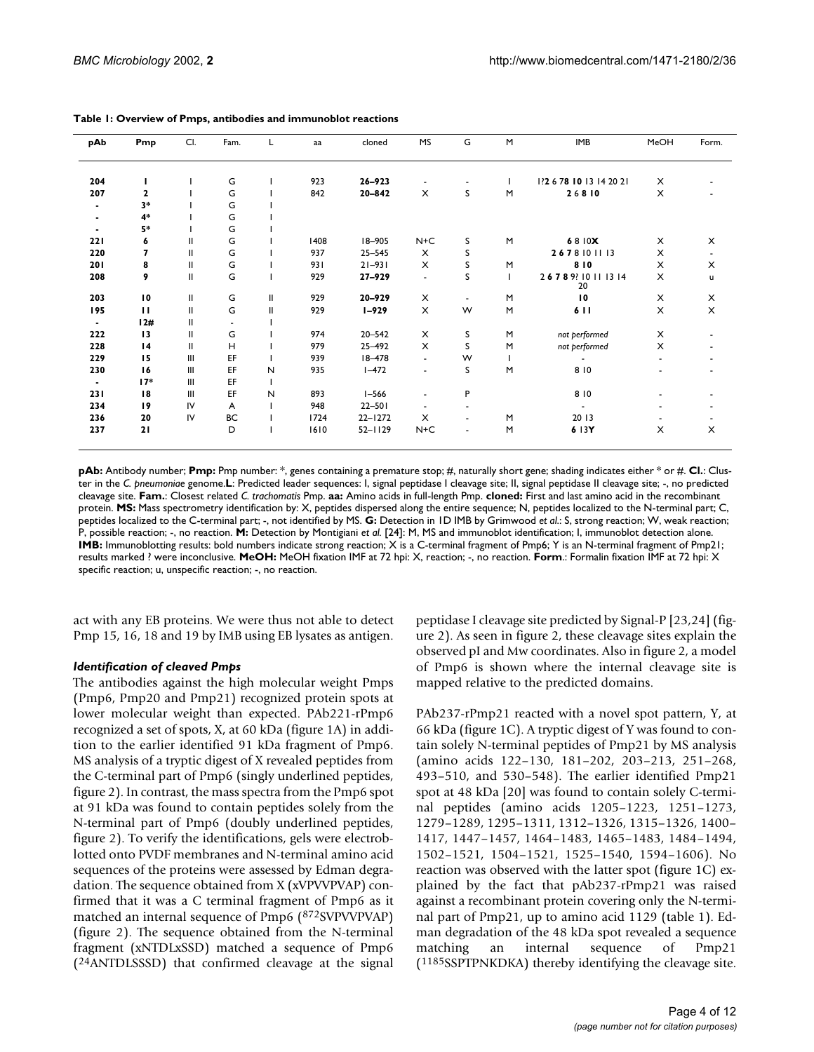**Table 1: Overview of Pmps, antibodies and immunoblot reactions**

| pAb | Pmp | Cl. | Fam. | L | aa | cloned | MS | G | M | IMB | MeOH | Form. |
|---|---|---|---|---|---|---|---|---|---|---|---|---|
| **204** | **1** | I | G | I | 923 | **26–923** | - | - | I | 1?**2** 6 **7** **8** **10** 13 14 20 21 | X | - |
| **207** | **2** | I | G | I | 842 | **20–842** | X | S | M | **2 6 8 10** | X | - |
| **-** | **3*** | I | G | I | | | | | | | | |
| **-** | **4*** | I | G | I | | | | | | | | |
| **-** | **5*** | I | G | I | | | | | | | | |
| **221** | **6** | II | G | I | 1408 | 18–905 | N+C | S | M | **6** 8 10**X** | X | X |
| **220** | **7** | II | G | I | 937 | 25–545 | X | S | | **2 6 7 8** 10 11 13 | X | - |
| **201** | **8** | II | G | I | 931 | 21–931 | X | S | M | **8 10** | X | X |
| **208** | **9** | II | G | I | 929 | **27–929** | - | S | I | 2 **6 7 8 9**? 10 11 13 14 20 | X | u |
| **203** | **10** | II | G | II | 929 | **20–929** | X | - | M | **10** | X | X |
| **195** | **11** | II | G | II | 929 | **1–929** | X | W | M | **6 11** | X | X |
| **-** | **12#** | II | - | I | | | | | | | | |
| **222** | **13** | II | G | I | 974 | 20–542 | X | S | M | *not performed* | X | - |
| **228** | **14** | II | H | I | 979 | 25–492 | X | S | M | *not performed* | X | - |
| **229** | **15** | III | EF | I | 939 | 18–478 | - | W | I | - | - | - |
| **230** | **16** | III | EF | N | 935 | 1–472 | - | S | M | 8 10 | - | - |
| **-** | **17*** | III | EF | I | | | | | | | | |
| **231** | **18** | III | EF | N | 893 | 1–566 | - | P | | 8 10 | - | - |
| **234** | **19** | IV | A | I | 948 | 22–501 | - | - | | - | - | - |
| **236** | **20** | IV | BC | I | 1724 | 22–1272 | X | - | M | 20 13 | - | - |
| **237** | **21** | | D | I | 1610 | 52–1129 | N+C | - | M | **6** 13**Y** | X | X |

**pAb:** Antibody number; **Pmp:** Pmp number: *, genes containing a premature stop; #, naturally short gene; shading indicates either * or #. **Cl.**: Cluster in the *C. pneumoniae* genome.**L**: Predicted leader sequences: I, signal peptidase I cleavage site; II, signal peptidase II cleavage site; -, no predicted cleavage site. **Fam.**: Closest related *C. trachomatis* Pmp. **aa:** Amino acids in full-length Pmp. **cloned:** First and last amino acid in the recombinant protein. **MS:** Mass spectrometry identification by: X, peptides dispersed along the entire sequence; N, peptides localized to the N-terminal part; C, peptides localized to the C-terminal part; -, not identified by MS. **G:** Detection in 1D IMB by Grimwood *et al.*: S, strong reaction; W, weak reaction; P, possible reaction; -, no reaction. **M:** Detection by Montigiani *et al.* [24]: M, MS and immunoblot identification; I, immunoblot detection alone. **IMB:** Immunoblotting results: bold numbers indicate strong reaction; X is a C-terminal fragment of Pmp6; Y is an N-terminal fragment of Pmp21; results marked ? were inconclusive. **MeOH:** MeOH fixation IMF at 72 hpi: X, reaction; -, no reaction. **Form**.: Formalin fixation IMF at 72 hpi: X specific reaction; u, unspecific reaction; -, no reaction.

act with any EB proteins. We were thus not able to detect Pmp 15, 16, 18 and 19 by IMB using EB lysates as antigen.

### *Identification of cleaved Pmps*

The antibodies against the high molecular weight Pmps (Pmp6, Pmp20 and Pmp21) recognized protein spots at lower molecular weight than expected. PAb221-rPmp6 recognized a set of spots, X, at 60 kDa (figure 1A) in addition to the earlier identified 91 kDa fragment of Pmp6. MS analysis of a tryptic digest of X revealed peptides from the C-terminal part of Pmp6 (singly underlined peptides, figure 2). In contrast, the mass spectra from the Pmp6 spot at 91 kDa was found to contain peptides solely from the N-terminal part of Pmp6 (doubly underlined peptides, figure 2). To verify the identifications, gels were electroblotted onto PVDF membranes and N-terminal amino acid sequences of the proteins were assessed by Edman degradation. The sequence obtained from X (xVPVVPVAP) confirmed that it was a C terminal fragment of Pmp6 as it matched an internal sequence of Pmp6 ([872]SVPVVPVAP) (figure 2). The sequence obtained from the N-terminal fragment (xNTDLxSSD) matched a sequence of Pmp6 ([24]ANTDLSSSD) that confirmed cleavage at the signal peptidase I cleavage site predicted by Signal-P [23,24] (figure 2). As seen in figure 2, these cleavage sites explain the observed pI and Mw coordinates. Also in figure 2, a model of Pmp6 is shown where the internal cleavage site is mapped relative to the predicted domains.

PAb237-rPmp21 reacted with a novel spot pattern, Y, at 66 kDa (figure 1C). A tryptic digest of Y was found to contain solely N-terminal peptides of Pmp21 by MS analysis (amino acids 122–130, 181–202, 203–213, 251–268, 493–510, and 530–548). The earlier identified Pmp21 spot at 48 kDa [20] was found to contain solely C-terminal peptides (amino acids 1205–1223, 1251–1273, 1279–1289, 1295–1311, 1312–1326, 1315–1326, 1400–1417, 1447–1457, 1464–1483, 1465–1483, 1484–1494, 1502–1521, 1504–1521, 1525–1540, 1594–1606). No reaction was observed with the latter spot (figure 1C) explained by the fact that pAb237-rPmp21 was raised against a recombinant protein covering only the N-terminal part of Pmp21, up to amino acid 1129 (table 1). Edman degradation of the 48 kDa spot revealed a sequence matching an internal sequence of Pmp21 ([1185]SSPTPNKDKA) thereby identifying the cleavage site.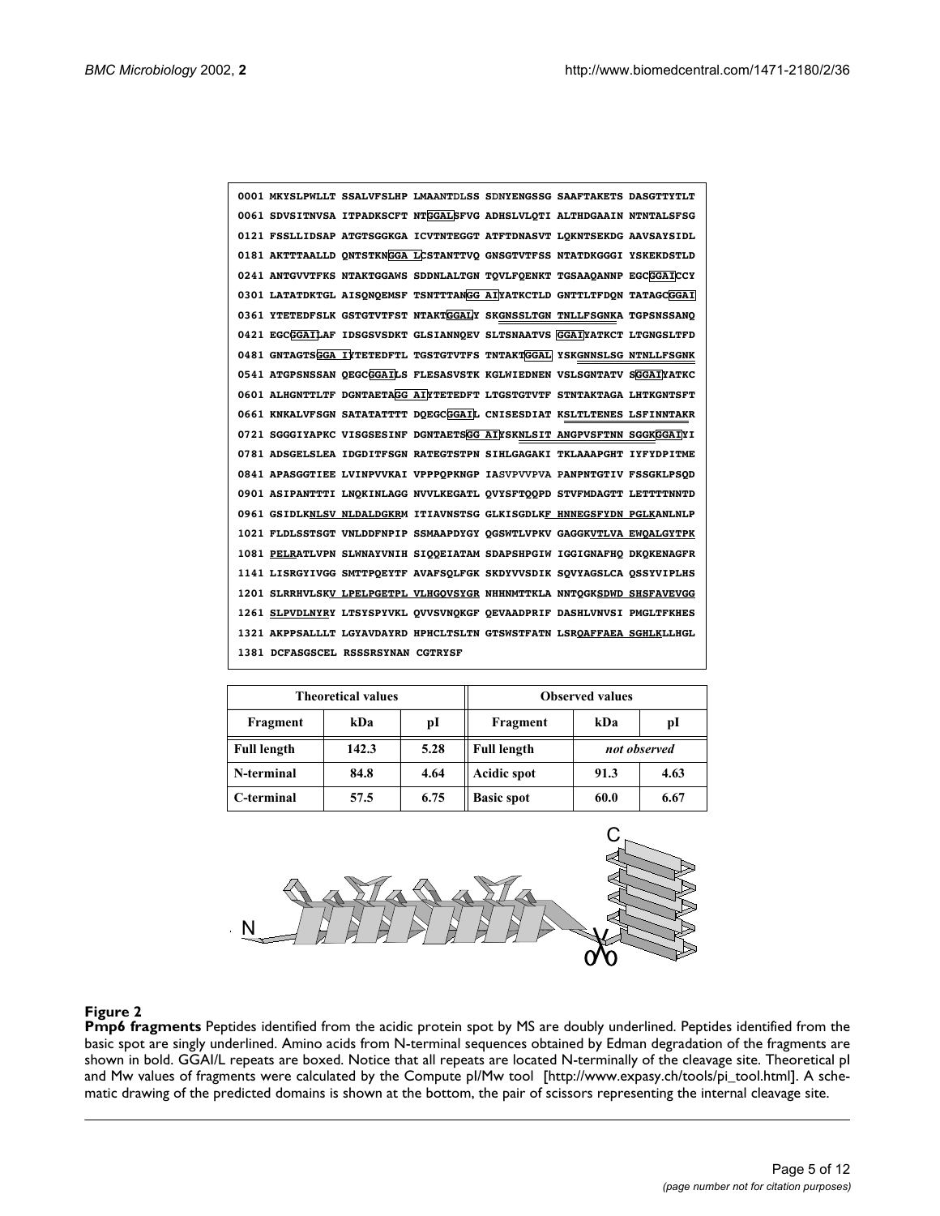```
0001 MKYSLPWLLT SSALVFSLHP LMAANTDLSS SDNYENGSSG SAAFTAKETS DASGTTYTLT
0061 SDVSITNVSA ITPADKSCFT NTGGALSFVG ADHSLVLQTI ALTHDGAAIN NTNTALSFSG
0121 FSSLLIDSAP ATGTSGGKGA ICVTNTEGGT ATFTDNASVT LQKNTSEKDG AAVSAYSIDL
0181 AKTTTAALLD QNTSTKNGGA LCSTANTTVQ GNSGTVTFSS NTATDKGGGI YSKEKDSTLD
0241 ANTGVVTFKS NTAKTGGAWS SDDNLALTGN TQVLFQENKT TGSAAQANNP EGCGGAICCY
0301 LATATDKTGL AISQNQEMSF TSNTTTANGG AIYATKCTLD GNTTLTFDQN TATAGCGGAI
0361 YTETEDFSLK GSTGTVTFST NTAKTGGALY SKGNSSLTGN TNLLFSGNKA TGPSNSSANQ
0421 EGCGGAILAF IDSGSVSDKT GLSIANNQEV SLTSNAATVS GGAIYATKCT LTGNGSLTFD
0481 GNTAGTSGGA IYTETEDFTL TGSTGTVTFS TNTAKTGGAL YSKGNNSLSG NTNLLFSGNK
0541 ATGPSNSSAN QEGCGGAILS FLESASVSTK KGLWIEDNEN VSLSGNTATV SGGAIYATKC
0601 ALHGNTTLTF DGNTAETAGG AIYTETEDFT LTGSTGTVTF STNTAKTAGA LHTKGNTSFT
0661 KNKALVFSGN SATATATTTT DQEGCGGAIL CNISESDIAT KSLTLTENES LSFINNTAKR
0721 SGGGIYAPKC VISGSESINF DGNTAETSGG AIYSKNLSIT ANGPVSFTNN SGGKGGAIYI
0781 ADSGELSLEA IDGDITFSGN RATEGTSTPN SIHLGAGAKI TKLAAAPGHT IYFYDPITME
0841 APASGGTIEE LVINPVVKAI VPPPQPKNGP IASVPVVPVA PANPNTGTIV FSSGKLPSQD
0901 ASIPANTTTI LNQKINLAGG NVVLKEGATL QVYSFTQQPD STVFMDAGTT LETTTTNNTD
0961 GSIDLKNLSV NLDALDGKRM ITIAVNSTSG GLKISGDLKF HNNEGSFYDN PGLKANLNLP
1021 FLDLSSTSGT VNLDDFNPIP SSMAAPDYGY QGSWTLVPKV GAGGKVTLVA EWQALGYTPK
1081 PELRATLVPN SLWNAYVNIH SIQQEIATAM SDAPSHPGIW IGGIGNAFHQ DKQKENAGFR
1141 LISRGYIVGG SMTTPQEYTF AVAFSQLFGK SKDYVVSDIK SQVYAGSLCA QSSYVIPLHS
1201 SLRRHVLSKV LPELPGETPL VLHGQVSYGR NHHNMTTKLA NNTQGKSDWD SHSFAVEVGG
1261 SLPVDLNYRY LTSYSPYVKL QVVSVNQKGF QEVAADPRIF DASHLVNVSI PMGLTFKHES
1321 AKPPSALLLT LGYAVDAYRD HPHCLTSLTN GTSWSTFATN LSRQAFFAEA SGHLKLLHGL
1381 DCFASGSCEL RSSSRSYNAN CGTRYSF
```

| Theoretical values | | | Observed values | | |
|---|---|---|---|---|---|
| Fragment | kDa | pI | Fragment | kDa | pI |
| Full length | 142.3 | 5.28 | Full length | *not observed* | |
| N-terminal | 84.8 | 4.64 | Acidic spot | 91.3 | 4.63 |
| C-terminal | 57.5 | 6.75 | Basic spot | 60.0 | 6.67 |

**Figure 2**

**Pmp6 fragments** Peptides identified from the acidic protein spot by MS are doubly underlined. Peptides identified from the basic spot are singly underlined. Amino acids from N-terminal sequences obtained by Edman degradation of the fragments are shown in bold. GGAI/L repeats are boxed. Notice that all repeats are located N-terminally of the cleavage site. Theoretical pI and Mw values of fragments were calculated by the Compute pI/Mw tool [http://www.expasy.ch/tools/pi_tool.html]. A schematic drawing of the predicted domains is shown at the bottom, the pair of scissors representing the internal cleavage site.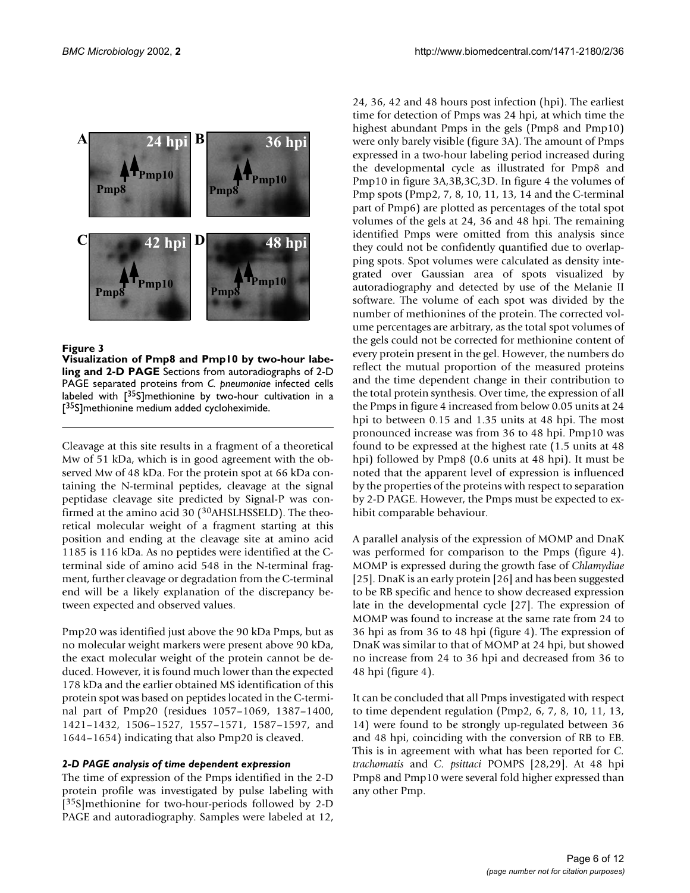**Figure 3**

**Visualization of Pmp8 and Pmp10 by two-hour labeling and 2-D PAGE** Sections from autoradiographs of 2-D PAGE separated proteins from *C. pneumoniae* infected cells labeled with [$^{35}$S]methionine by two-hour cultivation in a [$^{35}$S]methionine medium added cycloheximide.

Cleavage at this site results in a fragment of a theoretical Mw of 51 kDa, which is in good agreement with the observed Mw of 48 kDa. For the protein spot at 66 kDa containing the N-terminal peptides, cleavage at the signal peptidase cleavage site predicted by Signal-P was confirmed at the amino acid 30 ($^{30}$AHSLHSSELD). The theoretical molecular weight of a fragment starting at this position and ending at the cleavage site at amino acid 1185 is 116 kDa. As no peptides were identified at the C-terminal side of amino acid 548 in the N-terminal fragment, further cleavage or degradation from the C-terminal end will be a likely explanation of the discrepancy between expected and observed values.

Pmp20 was identified just above the 90 kDa Pmps, but as no molecular weight markers were present above 90 kDa, the exact molecular weight of the protein cannot be deduced. However, it is found much lower than the expected 178 kDa and the earlier obtained MS identification of this protein spot was based on peptides located in the C-terminal part of Pmp20 (residues 1057–1069, 1387–1400, 1421–1432, 1506–1527, 1557–1571, 1587–1597, and 1644–1654) indicating that also Pmp20 is cleaved.

### *2-D PAGE analysis of time dependent expression*

The time of expression of the Pmps identified in the 2-D protein profile was investigated by pulse labeling with [$^{35}$S]methionine for two-hour-periods followed by 2-D PAGE and autoradiography. Samples were labeled at 12, 24, 36, 42 and 48 hours post infection (hpi). The earliest time for detection of Pmps was 24 hpi, at which time the highest abundant Pmps in the gels (Pmp8 and Pmp10) were only barely visible (figure 3A). The amount of Pmps expressed in a two-hour labeling period increased during the developmental cycle as illustrated for Pmp8 and Pmp10 in figure 3A,3B,3C,3D. In figure 4 the volumes of Pmp spots (Pmp2, 7, 8, 10, 11, 13, 14 and the C-terminal part of Pmp6) are plotted as percentages of the total spot volumes of the gels at 24, 36 and 48 hpi. The remaining identified Pmps were omitted from this analysis since they could not be confidently quantified due to overlapping spots. Spot volumes were calculated as density integrated over Gaussian area of spots visualized by autoradiography and detected by use of the Melanie II software. The volume of each spot was divided by the number of methionines of the protein. The corrected volume percentages are arbitrary, as the total spot volumes of the gels could not be corrected for methionine content of every protein present in the gel. However, the numbers do reflect the mutual proportion of the measured proteins and the time dependent change in their contribution to the total protein synthesis. Over time, the expression of all the Pmps in figure 4 increased from below 0.05 units at 24 hpi to between 0.15 and 1.35 units at 48 hpi. The most pronounced increase was from 36 to 48 hpi. Pmp10 was found to be expressed at the highest rate (1.5 units at 48 hpi) followed by Pmp8 (0.6 units at 48 hpi). It must be noted that the apparent level of expression is influenced by the properties of the proteins with respect to separation by 2-D PAGE. However, the Pmps must be expected to exhibit comparable behaviour.

A parallel analysis of the expression of MOMP and DnaK was performed for comparison to the Pmps (figure 4). MOMP is expressed during the growth fase of *Chlamydiae* [25]. DnaK is an early protein [26] and has been suggested to be RB specific and hence to show decreased expression late in the developmental cycle [27]. The expression of MOMP was found to increase at the same rate from 24 to 36 hpi as from 36 to 48 hpi (figure 4). The expression of DnaK was similar to that of MOMP at 24 hpi, but showed no increase from 24 to 36 hpi and decreased from 36 to 48 hpi (figure 4).

It can be concluded that all Pmps investigated with respect to time dependent regulation (Pmp2, 6, 7, 8, 10, 11, 13, 14) were found to be strongly up-regulated between 36 and 48 hpi, coinciding with the conversion of RB to EB. This is in agreement with what has been reported for *C. trachomatis* and *C. psittaci* POMPS [28,29]. At 48 hpi Pmp8 and Pmp10 were several fold higher expressed than any other Pmp.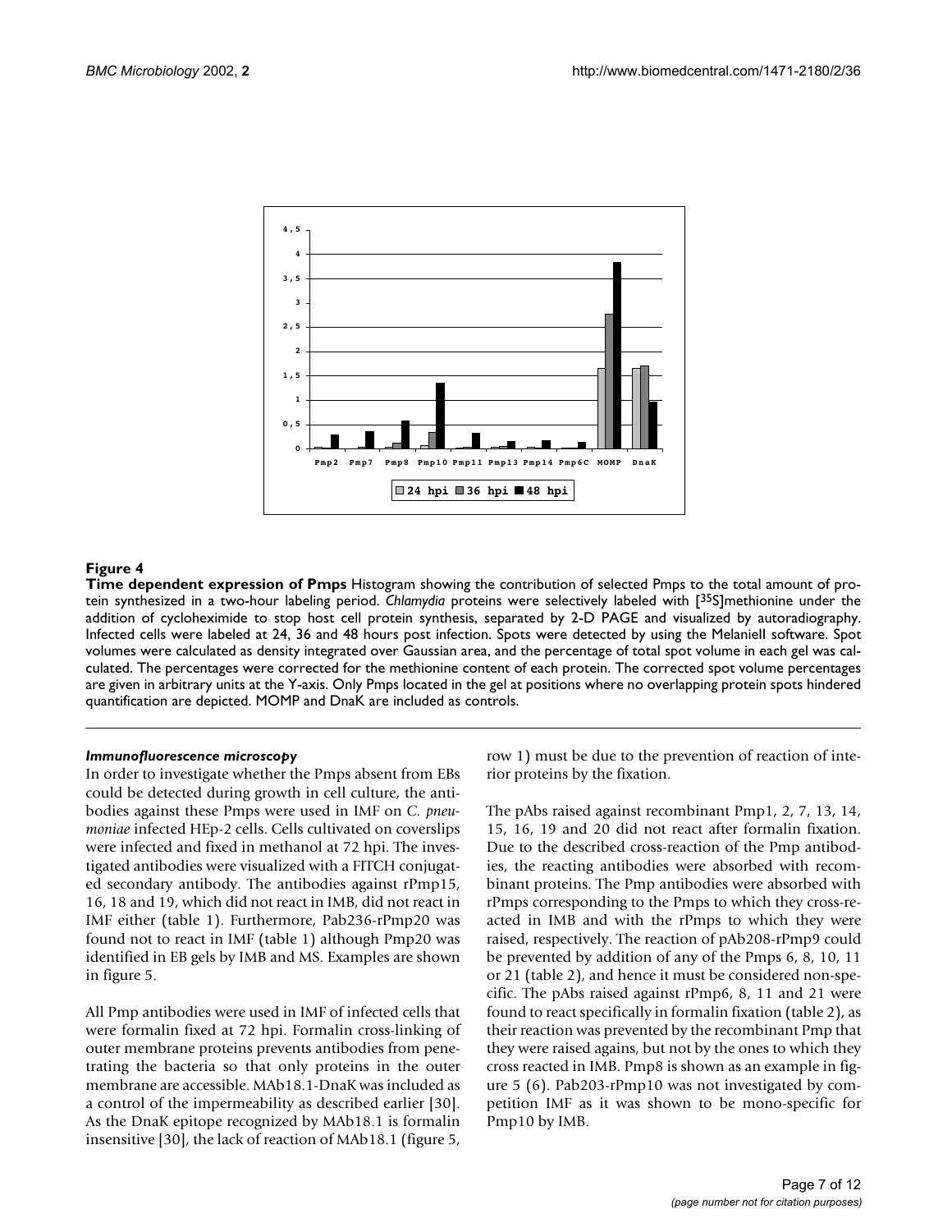**Figure 4**

**Time dependent expression of Pmps** Histogram showing the contribution of selected Pmps to the total amount of protein synthesized in a two-hour labeling period. *Chlamydia* proteins were selectively labeled with [$^{35}$S]methionine under the addition of cycloheximide to stop host cell protein synthesis, separated by 2-D PAGE and visualized by autoradiography. Infected cells were labeled at 24, 36 and 48 hours post infection. Spots were detected by using the Melaniell software. Spot volumes were calculated as density integrated over Gaussian area, and the percentage of total spot volume in each gel was calculated. The percentages were corrected for the methionine content of each protein. The corrected spot volume percentages are given in arbitrary units at the Y-axis. Only Pmps located in the gel at positions where no overlapping protein spots hindered quantification are depicted. MOMP and DnaK are included as controls.

### *Immunofluorescence microscopy*

In order to investigate whether the Pmps absent from EBs could be detected during growth in cell culture, the antibodies against these Pmps were used in IMF on *C. pneumoniae* infected HEp-2 cells. Cells cultivated on coverslips were infected and fixed in methanol at 72 hpi. The investigated antibodies were visualized with a FITCH conjugated secondary antibody. The antibodies against rPmp15, 16, 18 and 19, which did not react in IMB, did not react in IMF either (table 1). Furthermore, Pab236-rPmp20 was found not to react in IMF (table 1) although Pmp20 was identified in EB gels by IMB and MS. Examples are shown in figure 5.

All Pmp antibodies were used in IMF of infected cells that were formalin fixed at 72 hpi. Formalin cross-linking of outer membrane proteins prevents antibodies from penetrating the bacteria so that only proteins in the outer membrane are accessible. MAb18.1-DnaK was included as a control of the impermeability as described earlier [30]. As the DnaK epitope recognized by MAb18.1 is formalin insensitive [30], the lack of reaction of MAb18.1 (figure 5, row 1) must be due to the prevention of reaction of interior proteins by the fixation.

The pAbs raised against recombinant Pmp1, 2, 7, 13, 14, 15, 16, 19 and 20 did not react after formalin fixation. Due to the described cross-reaction of the Pmp antibodies, the reacting antibodies were absorbed with recombinant proteins. The Pmp antibodies were absorbed with rPmps corresponding to the Pmps to which they cross-reacted in IMB and with the rPmps to which they were raised, respectively. The reaction of pAb208-rPmp9 could be prevented by addition of any of the Pmps 6, 8, 10, 11 or 21 (table 2), and hence it must be considered non-specific. The pAbs raised against rPmp6, 8, 11 and 21 were found to react specifically in formalin fixation (table 2), as their reaction was prevented by the recombinant Pmp that they were raised agains, but not by the ones to which they cross reacted in IMB. Pmp8 is shown as an example in figure 5 (6). Pab203-rPmp10 was not investigated by competition IMF as it was shown to be mono-specific for Pmp10 by IMB.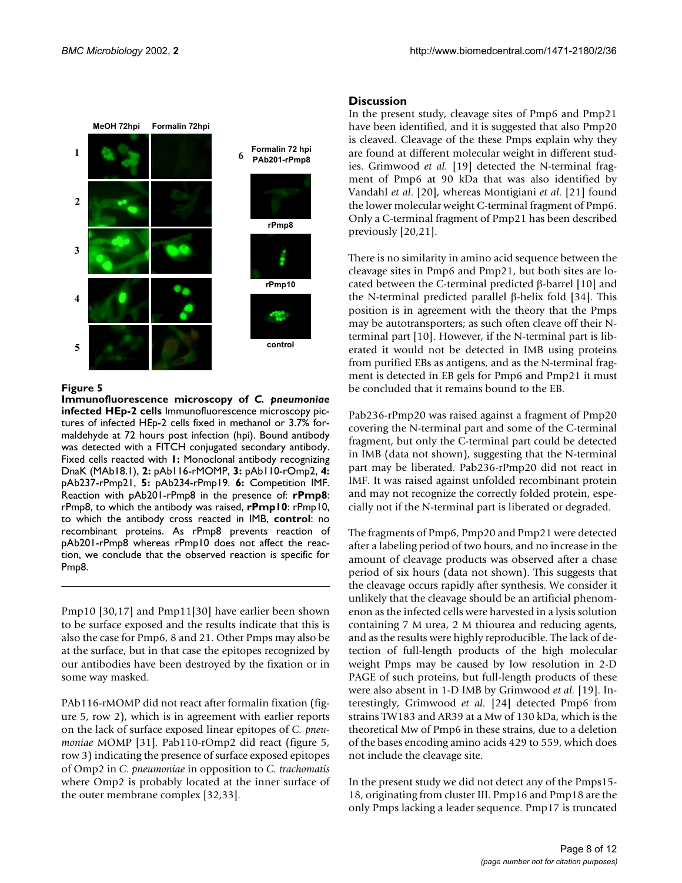**Figure 5**

**Immunofluorescence microscopy of *C. pneumoniae* infected HEp-2 cells** Immunofluorescence microscopy pictures of infected HEp-2 cells fixed in methanol or 3.7% formaldehyde at 72 hours post infection (hpi). Bound antibody was detected with a FITCH conjugated secondary antibody. Fixed cells reacted with **1:** Monoclonal antibody recognizing DnaK (MAb18.1), **2:** pAb116-rMOMP, **3:** pAb110-rOmp2, **4:** pAb237-rPmp21, **5:** pAb234-rPmp19. **6:** Competition IMF. Reaction with pAb201-rPmp8 in the presence of: **rPmp8**: rPmp8, to which the antibody was raised, **rPmp10**: rPmp10, to which the antibody cross reacted in IMB, **control**: no recombinant proteins. As rPmp8 prevents reaction of pAb201-rPmp8 whereas rPmp10 does not affect the reaction, we conclude that the observed reaction is specific for Pmp8.

Pmp10 [30,17] and Pmp11[30] have earlier been shown to be surface exposed and the results indicate that this is also the case for Pmp6, 8 and 21. Other Pmps may also be at the surface, but in that case the epitopes recognized by our antibodies have been destroyed by the fixation or in some way masked.

PAb116-rMOMP did not react after formalin fixation (figure 5, row 2), which is in agreement with earlier reports on the lack of surface exposed linear epitopes of *C. pneumoniae* MOMP [31]. Pab110-rOmp2 did react (figure 5, row 3) indicating the presence of surface exposed epitopes of Omp2 in *C. pneumoniae* in opposition to *C. trachomatis* where Omp2 is probably located at the inner surface of the outer membrane complex [32,33].

## Discussion

In the present study, cleavage sites of Pmp6 and Pmp21 have been identified, and it is suggested that also Pmp20 is cleaved. Cleavage of the these Pmps explain why they are found at different molecular weight in different studies. Grimwood *et al.* [19] detected the N-terminal fragment of Pmp6 at 90 kDa that was also identified by Vandahl *et al.* [20], whereas Montigiani *et al.* [21] found the lower molecular weight C-terminal fragment of Pmp6. Only a C-terminal fragment of Pmp21 has been described previously [20,21].

There is no similarity in amino acid sequence between the cleavage sites in Pmp6 and Pmp21, but both sites are located between the C-terminal predicted β-barrel [10] and the N-terminal predicted parallel β-helix fold [34]. This position is in agreement with the theory that the Pmps may be autotransporters; as such often cleave off their N-terminal part [10]. However, if the N-terminal part is liberated it would not be detected in IMB using proteins from purified EBs as antigens, and as the N-terminal fragment is detected in EB gels for Pmp6 and Pmp21 it must be concluded that it remains bound to the EB.

Pab236-rPmp20 was raised against a fragment of Pmp20 covering the N-terminal part and some of the C-terminal fragment, but only the C-terminal part could be detected in IMB (data not shown), suggesting that the N-terminal part may be liberated. Pab236-rPmp20 did not react in IMF. It was raised against unfolded recombinant protein and may not recognize the correctly folded protein, especially not if the N-terminal part is liberated or degraded.

The fragments of Pmp6, Pmp20 and Pmp21 were detected after a labeling period of two hours, and no increase in the amount of cleavage products was observed after a chase period of six hours (data not shown). This suggests that the cleavage occurs rapidly after synthesis. We consider it unlikely that the cleavage should be an artificial phenomenon as the infected cells were harvested in a lysis solution containing 7 M urea, 2 M thiourea and reducing agents, and as the results were highly reproducible. The lack of detection of full-length products of the high molecular weight Pmps may be caused by low resolution in 2-D PAGE of such proteins, but full-length products of these were also absent in 1-D IMB by Grimwood *et al.* [19]. Interestingly, Grimwood *et al.* [24] detected Pmp6 from strains TW183 and AR39 at a Mw of 130 kDa, which is the theoretical Mw of Pmp6 in these strains, due to a deletion of the bases encoding amino acids 429 to 559, which does not include the cleavage site.

In the present study we did not detect any of the Pmps15-18, originating from cluster III. Pmp16 and Pmp18 are the only Pmps lacking a leader sequence. Pmp17 is truncated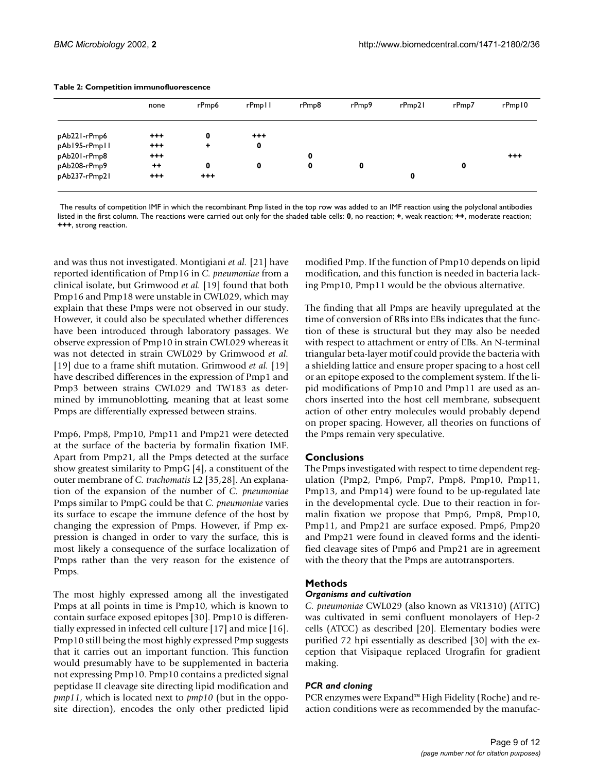**Table 2: Competition immunofluorescence**

| | none | rPmp6 | rPmp11 | rPmp8 | rPmp9 | rPmp21 | rPmp7 | rPmp10 |
|---|---|---|---|---|---|---|---|---|
| pAb221-rPmp6 | **+++** | **0** | **+++** | | | | | |
| pAb195-rPmp11 | **+++** | **+** | **0** | | | | | |
| pAb201-rPmp8 | **+++** | | | **0** | | | | **+++** |
| pAb208-rPmp9 | **++** | **0** | **0** | **0** | **0** | | **0** | |
| pAb237-rPmp21 | **+++** | **+++** | | | | **0** | | |

The results of competition IMF in which the recombinant Pmp listed in the top row was added to an IMF reaction using the polyclonal antibodies listed in the first column. The reactions were carried out only for the shaded table cells: **0**, no reaction; **+**, weak reaction; **++**, moderate reaction; **+++**, strong reaction.

and was thus not investigated. Montigiani *et al.* [21] have reported identification of Pmp16 in *C. pneumoniae* from a clinical isolate, but Grimwood *et al.* [19] found that both Pmp16 and Pmp18 were unstable in CWL029, which may explain that these Pmps were not observed in our study. However, it could also be speculated whether differences have been introduced through laboratory passages. We observe expression of Pmp10 in strain CWL029 whereas it was not detected in strain CWL029 by Grimwood *et al.* [19] due to a frame shift mutation. Grimwood *et al.* [19] have described differences in the expression of Pmp1 and Pmp3 between strains CWL029 and TW183 as determined by immunoblotting, meaning that at least some Pmps are differentially expressed between strains.

Pmp6, Pmp8, Pmp10, Pmp11 and Pmp21 were detected at the surface of the bacteria by formalin fixation IMF. Apart from Pmp21, all the Pmps detected at the surface show greatest similarity to PmpG [4], a constituent of the outer membrane of *C. trachomatis* L2 [35,28]. An explanation of the expansion of the number of *C. pneumoniae* Pmps similar to PmpG could be that *C. pneumoniae* varies its surface to escape the immune defence of the host by changing the expression of Pmps. However, if Pmp expression is changed in order to vary the surface, this is most likely a consequence of the surface localization of Pmps rather than the very reason for the existence of Pmps.

The most highly expressed among all the investigated Pmps at all points in time is Pmp10, which is known to contain surface exposed epitopes [30]. Pmp10 is differentially expressed in infected cell culture [17] and mice [16]. Pmp10 still being the most highly expressed Pmp suggests that it carries out an important function. This function would presumably have to be supplemented in bacteria not expressing Pmp10. Pmp10 contains a predicted signal peptidase II cleavage site directing lipid modification and *pmp11*, which is located next to *pmp10* (but in the opposite direction), encodes the only other predicted lipid modified Pmp. If the function of Pmp10 depends on lipid modification, and this function is needed in bacteria lacking Pmp10, Pmp11 would be the obvious alternative.

The finding that all Pmps are heavily upregulated at the time of conversion of RBs into EBs indicates that the function of these is structural but they may also be needed with respect to attachment or entry of EBs. An N-terminal triangular beta-layer motif could provide the bacteria with a shielding lattice and ensure proper spacing to a host cell or an epitope exposed to the complement system. If the lipid modifications of Pmp10 and Pmp11 are used as anchors inserted into the host cell membrane, subsequent action of other entry molecules would probably depend on proper spacing. However, all theories on functions of the Pmps remain very speculative.

## Conclusions

The Pmps investigated with respect to time dependent regulation (Pmp2, Pmp6, Pmp7, Pmp8, Pmp10, Pmp11, Pmp13, and Pmp14) were found to be up-regulated late in the developmental cycle. Due to their reaction in formalin fixation we propose that Pmp6, Pmp8, Pmp10, Pmp11, and Pmp21 are surface exposed. Pmp6, Pmp20 and Pmp21 were found in cleaved forms and the identified cleavage sites of Pmp6 and Pmp21 are in agreement with the theory that the Pmps are autotransporters.

## Methods

### *Organisms and cultivation*

*C. pneumoniae* CWL029 (also known as VR1310) (ATTC) was cultivated in semi confluent monolayers of Hep-2 cells (ATCC) as described [20]. Elementary bodies were purified 72 hpi essentially as described [30] with the exception that Visipaque replaced Urografin for gradient making.

### *PCR and cloning*

PCR enzymes were Expand™ High Fidelity (Roche) and reaction conditions were as recommended by the manufac-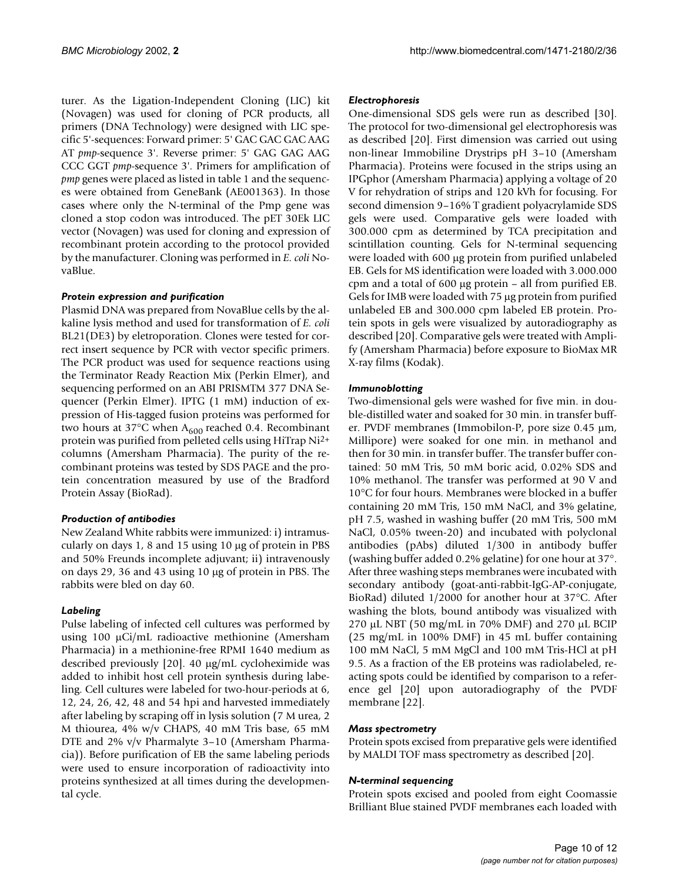turer. As the Ligation-Independent Cloning (LIC) kit (Novagen) was used for cloning of PCR products, all primers (DNA Technology) were designed with LIC specific 5'-sequences: Forward primer: 5' GAC GAC GAC AAG AT *pmp*-sequence 3'. Reverse primer: 5' GAG GAG AAG CCC GGT *pmp*-sequence 3'. Primers for amplification of *pmp* genes were placed as listed in table 1 and the sequences were obtained from GeneBank (AE001363). In those cases where only the N-terminal of the Pmp gene was cloned a stop codon was introduced. The pET 30Ek LIC vector (Novagen) was used for cloning and expression of recombinant protein according to the protocol provided by the manufacturer. Cloning was performed in *E. coli* NovaBlue.

### *Protein expression and purification*

Plasmid DNA was prepared from NovaBlue cells by the alkaline lysis method and used for transformation of *E. coli* BL21(DE3) by eletroporation. Clones were tested for correct insert sequence by PCR with vector specific primers. The PCR product was used for sequence reactions using the Terminator Ready Reaction Mix (Perkin Elmer), and sequencing performed on an ABI PRISMTM 377 DNA Sequencer (Perkin Elmer). IPTG (1 mM) induction of expression of His-tagged fusion proteins was performed for two hours at 37°C when $A_{600}$ reached 0.4. Recombinant protein was purified from pelleted cells using HiTrap $Ni^{2+}$ columns (Amersham Pharmacia). The purity of the recombinant proteins was tested by SDS PAGE and the protein concentration measured by use of the Bradford Protein Assay (BioRad).

### *Production of antibodies*

New Zealand White rabbits were immunized: i) intramuscularly on days 1, 8 and 15 using 10 µg of protein in PBS and 50% Freunds incomplete adjuvant; ii) intravenously on days 29, 36 and 43 using 10 µg of protein in PBS. The rabbits were bled on day 60.

### *Labeling*

Pulse labeling of infected cell cultures was performed by using 100 µCi/mL radioactive methionine (Amersham Pharmacia) in a methionine-free RPMI 1640 medium as described previously [20]. 40 µg/mL cycloheximide was added to inhibit host cell protein synthesis during labeling. Cell cultures were labeled for two-hour-periods at 6, 12, 24, 26, 42, 48 and 54 hpi and harvested immediately after labeling by scraping off in lysis solution (7 M urea, 2 M thiourea, 4% w/v CHAPS, 40 mM Tris base, 65 mM DTE and 2% v/v Pharmalyte 3–10 (Amersham Pharmacia)). Before purification of EB the same labeling periods were used to ensure incorporation of radioactivity into proteins synthesized at all times during the developmental cycle.

### *Electrophoresis*

One-dimensional SDS gels were run as described [30]. The protocol for two-dimensional gel electrophoresis was as described [20]. First dimension was carried out using non-linear Immobiline Drystrips pH 3–10 (Amersham Pharmacia). Proteins were focused in the strips using an IPGphor (Amersham Pharmacia) applying a voltage of 20 V for rehydration of strips and 120 kVh for focusing. For second dimension 9–16% T gradient polyacrylamide SDS gels were used. Comparative gels were loaded with 300.000 cpm as determined by TCA precipitation and scintillation counting. Gels for N-terminal sequencing were loaded with 600 µg protein from purified unlabeled EB. Gels for MS identification were loaded with 3.000.000 cpm and a total of 600 µg protein – all from purified EB. Gels for IMB were loaded with 75 µg protein from purified unlabeled EB and 300.000 cpm labeled EB protein. Protein spots in gels were visualized by autoradiography as described [20]. Comparative gels were treated with Amplify (Amersham Pharmacia) before exposure to BioMax MR X-ray films (Kodak).

### *Immunoblotting*

Two-dimensional gels were washed for five min. in double-distilled water and soaked for 30 min. in transfer buffer. PVDF membranes (Immobilon-P, pore size 0.45 µm, Millipore) were soaked for one min. in methanol and then for 30 min. in transfer buffer. The transfer buffer contained: 50 mM Tris, 50 mM boric acid, 0.02% SDS and 10% methanol. The transfer was performed at 90 V and 10°C for four hours. Membranes were blocked in a buffer containing 20 mM Tris, 150 mM NaCl, and 3% gelatine, pH 7.5, washed in washing buffer (20 mM Tris, 500 mM NaCl, 0.05% tween-20) and incubated with polyclonal antibodies (pAbs) diluted 1/300 in antibody buffer (washing buffer added 0.2% gelatine) for one hour at 37°. After three washing steps membranes were incubated with secondary antibody (goat-anti-rabbit-IgG-AP-conjugate, BioRad) diluted 1/2000 for another hour at 37°C. After washing the blots, bound antibody was visualized with 270 µL NBT (50 mg/mL in 70% DMF) and 270 µL BCIP (25 mg/mL in 100% DMF) in 45 mL buffer containing 100 mM NaCl, 5 mM MgCl and 100 mM Tris-HCl at pH 9.5. As a fraction of the EB proteins was radiolabeled, reacting spots could be identified by comparison to a reference gel [20] upon autoradiography of the PVDF membrane [22].

### *Mass spectrometry*

Protein spots excised from preparative gels were identified by MALDI TOF mass spectrometry as described [20].

### *N-terminal sequencing*

Protein spots excised and pooled from eight Coomassie Brilliant Blue stained PVDF membranes each loaded with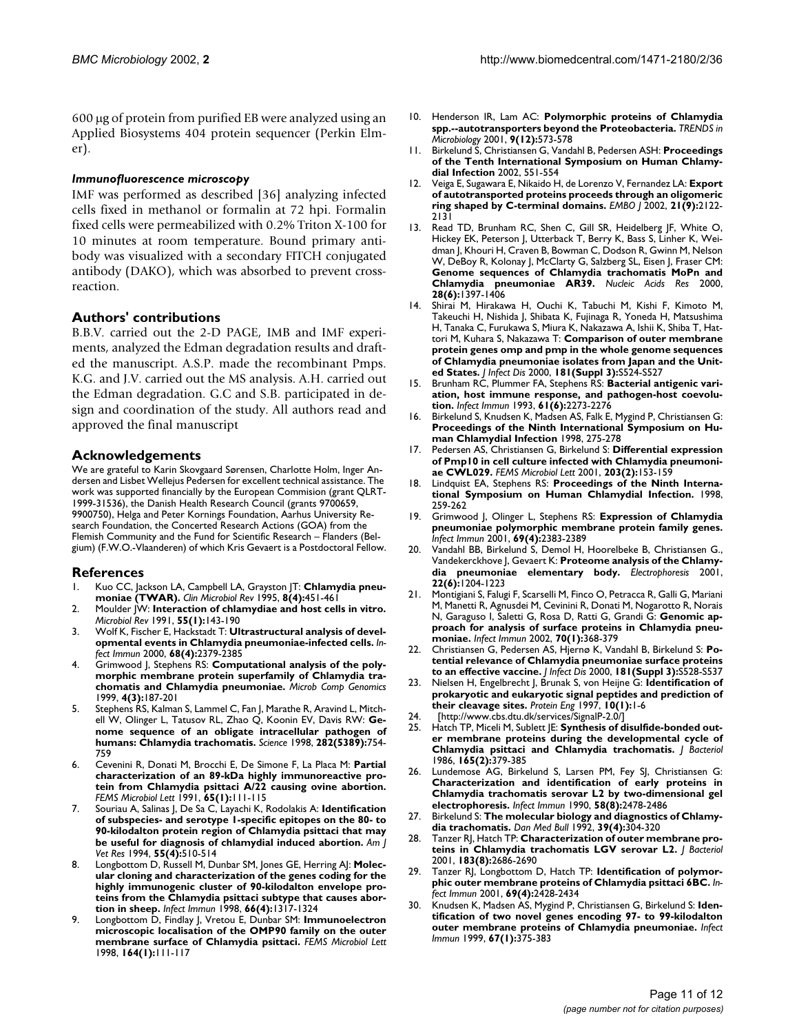600 μg of protein from purified EB were analyzed using an Applied Biosystems 404 protein sequencer (Perkin Elmer).

### *Immunofluorescence microscopy*

IMF was performed as described [36] analyzing infected cells fixed in methanol or formalin at 72 hpi. Formalin fixed cells were permeabilized with 0.2% Triton X-100 for 10 minutes at room temperature. Bound primary antibody was visualized with a secondary FITCH conjugated antibody (DAKO), which was absorbed to prevent cross-reaction.

## Authors' contributions

B.B.V. carried out the 2-D PAGE, IMB and IMF experiments, analyzed the Edman degradation results and drafted the manuscript. A.S.P. made the recombinant Pmps. K.G. and J.V. carried out the MS analysis. A.H. carried out the Edman degradation. G.C and S.B. participated in design and coordination of the study. All authors read and approved the final manuscript

## Acknowledgements

We are grateful to Karin Skovgaard Sørensen, Charlotte Holm, Inger Andersen and Lisbet Wellejus Pedersen for excellent technical assistance. The work was supported financially by the European Commision (grant QLRT-1999-31536), the Danish Health Research Council (grants 9700659, 9900750), Helga and Peter Kornings Foundation, Aarhus University Research Foundation, the Concerted Research Actions (GOA) from the Flemish Community and the Fund for Scientific Research – Flanders (Belgium) (F.W.O.-Vlaanderen) of which Kris Gevaert is a Postdoctoral Fellow.

## References

1. Kuo CC, Jackson LA, Campbell LA, Grayston JT: **Chlamydia pneumoniae (TWAR).** *Clin Microbiol Rev* 1995, **8(4):**451-461
2. Moulder JW: **Interaction of chlamydiae and host cells in vitro.** *Microbiol Rev* 1991, **55(1):**143-190
3. Wolf K, Fischer E, Hackstadt T: **Ultrastructural analysis of developmental events in Chlamydia pneumoniae-infected cells.** *Infect Immun* 2000, **68(4):**2379-2385
4. Grimwood J, Stephens RS: **Computational analysis of the polymorphic membrane protein superfamily of Chlamydia trachomatis and Chlamydia pneumoniae.** *Microb Comp Genomics* 1999, **4(3):**187-201
5. Stephens RS, Kalman S, Lammel C, Fan J, Marathe R, Aravind L, Mitchell W, Olinger L, Tatusov RL, Zhao Q, Koonin EV, Davis RW: **Genome sequence of an obligate intracellular pathogen of humans: Chlamydia trachomatis.** *Science* 1998, **282(5389):**754-759
6. Cevenini R, Donati M, Brocchi E, De Simone F, La Placa M: **Partial characterization of an 89-kDa highly immunoreactive protein from Chlamydia psittaci A/22 causing ovine abortion.** *FEMS Microbiol Lett* 1991, **65(1):**111-115
7. Souriau A, Salinas J, De Sa C, Layachi K, Rodolakis A: **Identification of subspecies- and serotype 1-specific epitopes on the 80- to 90-kilodalton protein region of Chlamydia psittaci that may be useful for diagnosis of chlamydial induced abortion.** *Am J Vet Res* 1994, **55(4):**510-514
8. Longbottom D, Russell M, Dunbar SM, Jones GE, Herring AJ: **Molecular cloning and characterization of the genes coding for the highly immunogenic cluster of 90-kilodalton envelope proteins from the Chlamydia psittaci subtype that causes abortion in sheep.** *Infect Immun* 1998, **66(4):**1317-1324
9. Longbottom D, Findlay J, Vretou E, Dunbar SM: **Immunoelectron microscopic localisation of the OMP90 family on the outer membrane surface of Chlamydia psittaci.** *FEMS Microbiol Lett* 1998, **164(1):**111-117
10. Henderson IR, Lam AC: **Polymorphic proteins of Chlamydia spp.--autotransporters beyond the Proteobacteria.** *TRENDS in Microbiology* 2001, **9(12):**573-578
11. Birkelund S, Christiansen G, Vandahl B, Pedersen ASH: **Proceedings of the Tenth International Symposium on Human Chlamydial Infection** 2002, 551-554
12. Veiga E, Sugawara E, Nikaido H, de Lorenzo V, Fernandez LA: **Export of autotransported proteins proceeds through an oligomeric ring shaped by C-terminal domains.** *EMBO J* 2002, **21(9):**2122-2131
13. Read TD, Brunham RC, Shen C, Gill SR, Heidelberg JF, White O, Hickey EK, Peterson J, Utterback T, Berry K, Bass S, Linher K, Weidman J, Khouri H, Craven B, Bowman C, Dodson R, Gwinn M, Nelson W, DeBoy R, Kolonay J, McClarty G, Salzberg SL, Eisen J, Fraser CM: **Genome sequences of Chlamydia trachomatis MoPn and Chlamydia pneumoniae AR39.** *Nucleic Acids Res* 2000, **28(6):**1397-1406
14. Shirai M, Hirakawa H, Ouchi K, Tabuchi M, Kishi F, Kimoto M, Takeuchi H, Nishida J, Shibata K, Fujinaga R, Yoneda H, Matsushima H, Tanaka C, Furukawa S, Miura K, Nakazawa A, Ishii K, Shiba T, Hattori M, Kuhara S, Nakazawa T: **Comparison of outer membrane protein genes omp and pmp in the whole genome sequences of Chlamydia pneumoniae isolates from Japan and the United States.** *J Infect Dis* 2000, **181(Suppl 3):**S524-S527
15. Brunham RC, Plummer FA, Stephens RS: **Bacterial antigenic variation, host immune response, and pathogen-host coevolution.** *Infect Immun* 1993, **61(6):**2273-2276
16. Birkelund S, Knudsen K, Madsen AS, Falk E, Mygind P, Christiansen G: **Proceedings of the Ninth International Symposium on Human Chlamydial Infection** 1998, 275-278
17. Pedersen AS, Christiansen G, Birkelund S: **Differential expression of Pmp10 in cell culture infected with Chlamydia pneumoniae CWL029.** *FEMS Microbiol Lett* 2001, **203(2):**153-159
18. Lindquist EA, Stephens RS: **Proceedings of the Ninth International Symposium on Human Chlamydial Infection.** 1998, 259-262
19. Grimwood J, Olinger L, Stephens RS: **Expression of Chlamydia pneumoniae polymorphic membrane protein family genes.** *Infect Immun* 2001, **69(4):**2383-2389
20. Vandahl BB, Birkelund S, Demol H, Hoorelbeke B, Christiansen G., Vandekerckhove J, Gevaert K: **Proteome analysis of the Chlamydia pneumoniae elementary body.** *Electrophoresis* 2001, **22(6):**1204-1223
21. Montigiani S, Falugi F, Scarselli M, Finco O, Petracca R, Galli G, Mariani M, Manetti R, Agnusdei M, Cevinini R, Donati M, Nogarotto R, Norais N, Garaguso I, Saletti G, Rosa D, Ratti G, Grandi G: **Genomic approach for analysis of surface proteins in Chlamydia pneumoniae.** *Infect Immun* 2002, **70(1):**368-379
22. Christiansen G, Pedersen AS, Hjernø K, Vandahl B, Birkelund S: **Potential relevance of Chlamydia pneumoniae surface proteins to an effective vaccine.** *J Infect Dis* 2000, **181(Suppl 3):**S528-S537
23. Nielsen H, Engelbrecht J, Brunak S, von Heijne G: **Identification of prokaryotic and eukaryotic signal peptides and prediction of their cleavage sites.** *Protein Eng* 1997, **10(1):**1-6
24. [http://www.cbs.dtu.dk/services/SignalP-2.0/]
25. Hatch TP, Miceli M, Sublett JE: **Synthesis of disulfide-bonded outer membrane proteins during the developmental cycle of Chlamydia psittaci and Chlamydia trachomatis.** *J Bacteriol* 1986, **165(2):**379-385
26. Lundemose AG, Birkelund S, Larsen PM, Fey SJ, Christiansen G: **Characterization and identification of early proteins in Chlamydia trachomatis serovar L2 by two-dimensional gel electrophoresis.** *Infect Immun* 1990, **58(8):**2478-2486
27. Birkelund S: **The molecular biology and diagnostics of Chlamydia trachomatis.** *Dan Med Bull* 1992, **39(4):**304-320
28. Tanzer RJ, Hatch TP: **Characterization of outer membrane proteins in Chlamydia trachomatis LGV serovar L2.** *J Bacteriol* 2001, **183(8):**2686-2690
29. Tanzer RJ, Longbottom D, Hatch TP: **Identification of polymorphic outer membrane proteins of Chlamydia psittaci 6BC.** *Infect Immun* 2001, **69(4):**2428-2434
30. Knudsen K, Madsen AS, Mygind P, Christiansen G, Birkelund S: **Identification of two novel genes encoding 97- to 99-kilodalton outer membrane proteins of Chlamydia pneumoniae.** *Infect Immun* 1999, **67(1):**375-383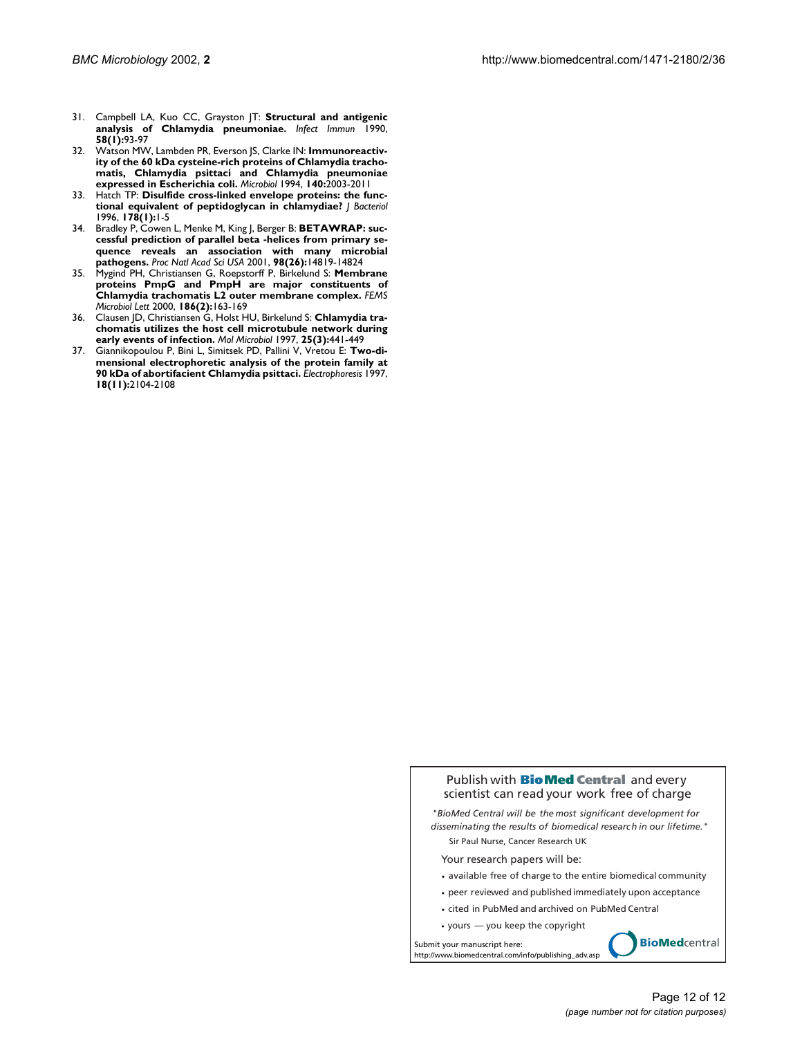31. Campbell LA, Kuo CC, Grayston JT: **Structural and antigenic analysis of Chlamydia pneumoniae.** *Infect Immun* 1990, **58(1):**93-97
32. Watson MW, Lambden PR, Everson JS, Clarke IN: **Immunoreactivity of the 60 kDa cysteine-rich proteins of Chlamydia trachomatis, Chlamydia psittaci and Chlamydia pneumoniae expressed in Escherichia coli.** *Microbiol* 1994, **140:**2003-2011
33. Hatch TP: **Disulfide cross-linked envelope proteins: the functional equivalent of peptidoglycan in chlamydiae?** *J Bacteriol* 1996, **178(1):**1-5
34. Bradley P, Cowen L, Menke M, King J, Berger B: **BETAWRAP: successful prediction of parallel beta -helices from primary sequence reveals an association with many microbial pathogens.** *Proc Natl Acad Sci USA* 2001, **98(26):**14819-14824
35. Mygind PH, Christiansen G, Roepstorff P, Birkelund S: **Membrane proteins PmpG and PmpH are major constituents of Chlamydia trachomatis L2 outer membrane complex.** *FEMS Microbiol Lett* 2000, **186(2):**163-169
36. Clausen JD, Christiansen G, Holst HU, Birkelund S: **Chlamydia trachomatis utilizes the host cell microtubule network during early events of infection.** *Mol Microbiol* 1997, **25(3):**441-449
37. Giannikopoulou P, Bini L, Simitsek PD, Pallini V, Vretou E: **Two-dimensional electrophoretic analysis of the protein family at 90 kDa of abortifacient Chlamydia psittaci.** *Electrophoresis* 1997, **18(11):**2104-2108

Publish with **BioMed Central** and every scientist can read your work free of charge

*"BioMed Central will be the most significant development for disseminating the results of biomedical research in our lifetime."*

Sir Paul Nurse, Cancer Research UK

Your research papers will be:

- available free of charge to the entire biomedical community
- peer reviewed and published immediately upon acceptance
- cited in PubMed and archived on PubMed Central
- yours — you keep the copyright

Submit your manuscript here:
http://www.biomedcentral.com/info/publishing_adv.asp

**BioMed**central